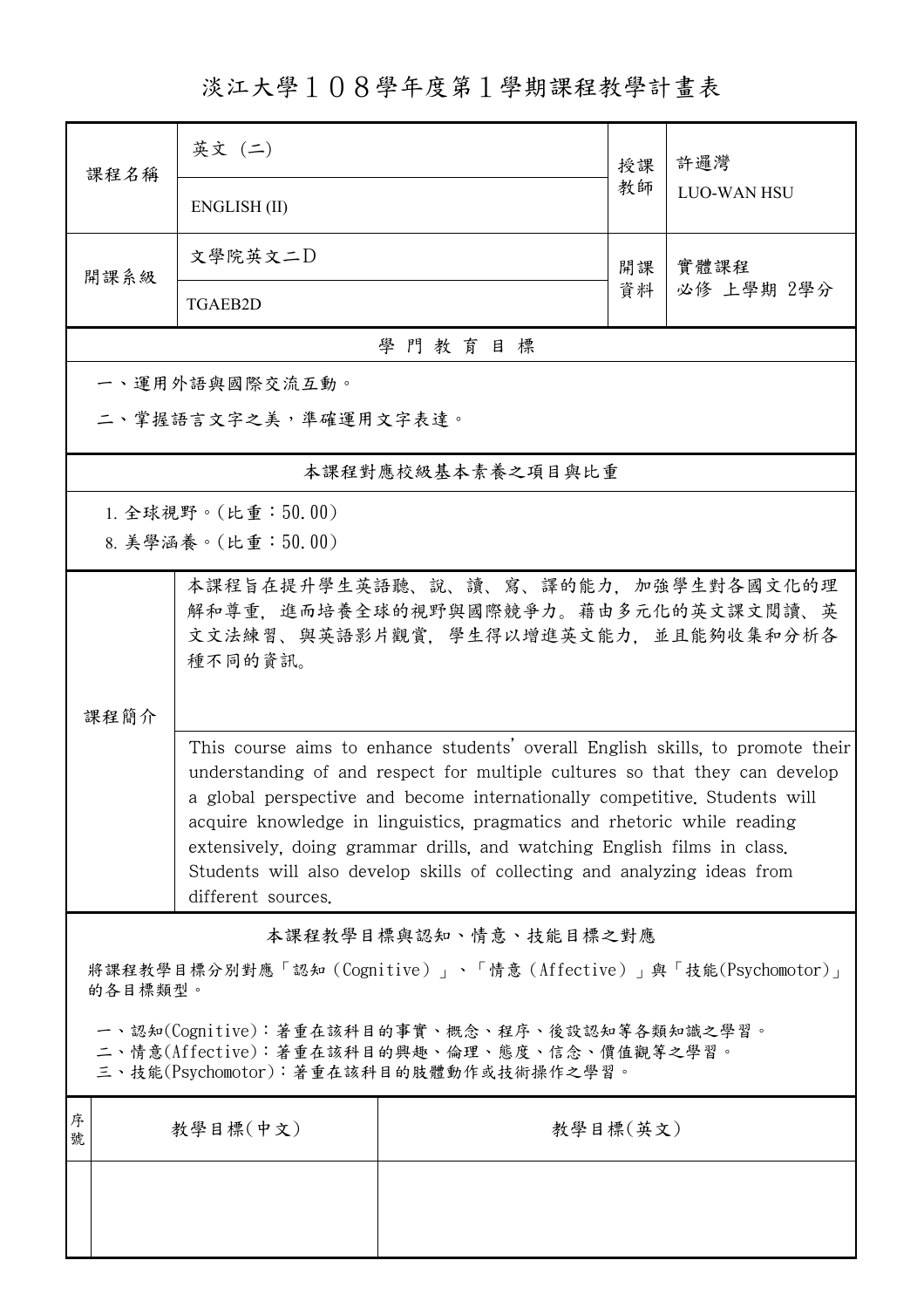# 淡江大學１０８學年度第１學期課程教學計畫表

| 課程名稱 | 英文 (二) | 授課教師 | 許邏灣 |
|---|---|---|---|
| | ENGLISH (II) | | LUO-WAN HSU |
| 開課系級 | 文學院英文二D | 開課資料 | 實體課程<br>必修 上學期 2學分 |
| | TGAEB2D | | |

## 學 門 教 育 目 標

一、運用外語與國際交流互動。

二、掌握語言文字之美，準確運用文字表達。

## 本課程對應校級基本素養之項目與比重

1. 全球視野。(比重：50.00)
8. 美學涵養。(比重：50.00)

## 課程簡介

本課程旨在提升學生英語聽、說、讀、寫、譯的能力，加強學生對各國文化的理解和尊重，進而培養全球的視野與國際競爭力。藉由多元化的英文課文閱讀、英文文法練習、與英語影片觀賞，學生得以增進英文能力，並且能夠收集和分析各種不同的資訊。

This course aims to enhance students' overall English skills, to promote their understanding of and respect for multiple cultures so that they can develop a global perspective and become internationally competitive. Students will acquire knowledge in linguistics, pragmatics and rhetoric while reading extensively, doing grammar drills, and watching English films in class. Students will also develop skills of collecting and analyzing ideas from different sources.

## 本課程教學目標與認知、情意、技能目標之對應

將課程教學目標分別對應「認知（Cognitive）」、「情意（Affective）」與「技能(Psychomotor)」的各目標類型。

一、認知(Cognitive)：著重在該科目的事實、概念、程序、後設認知等各類知識之學習。
二、情意(Affective)：著重在該科目的興趣、倫理、態度、信念、價值觀等之學習。
三、技能(Psychomotor)：著重在該科目的肢體動作或技術操作之學習。

| 序號 | 教學目標(中文) | 教學目標(英文) |
|---|---|---|
| | | |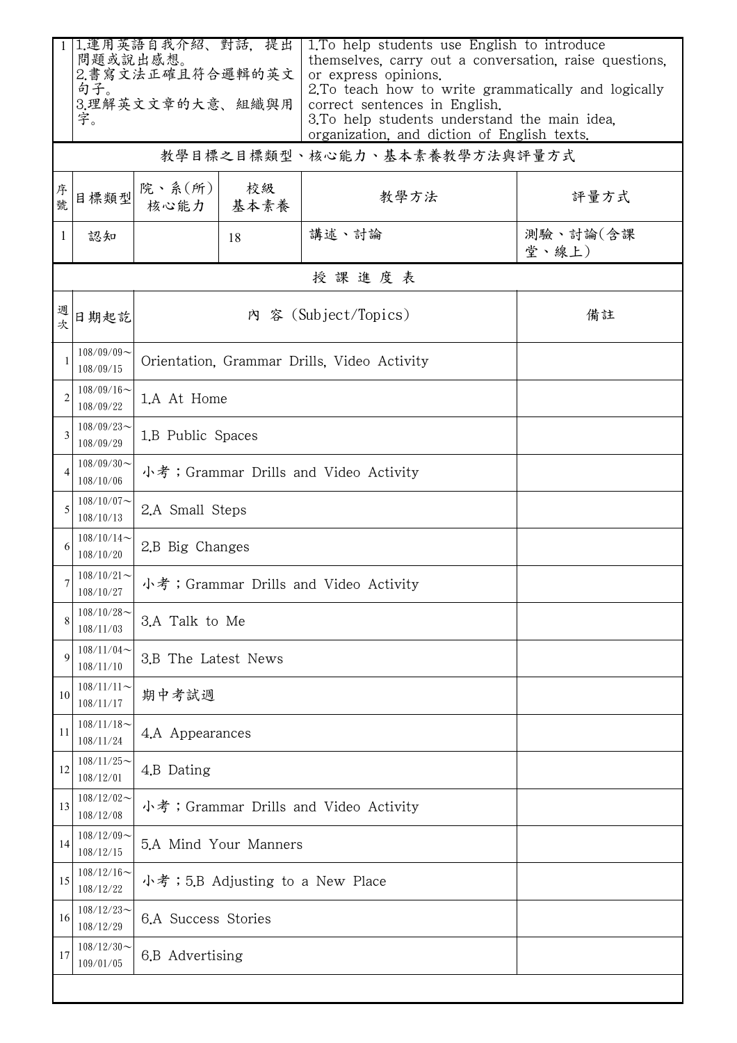| 1 | 1.運用英語自我介紹、對話，提出問題或說出感想。<br>2.書寫文法正確且符合邏輯的英文句子。<br>3.理解英文文章的大意、組織與用字。 | 1.To help students use English to introduce themselves, carry out a conversation, raise questions, or express opinions.<br>2.To teach how to write grammatically and logically correct sentences in English.<br>3.To help students understand the main idea, organization, and diction of English texts. |
|---|---|---|

## 教學目標之目標類型、核心能力、基本素養教學方法與評量方式

| 序號 | 目標類型 | 院、系(所)核心能力 | 校級基本素養 | 教學方法 | 評量方式 |
|---|---|---|---|---|---|
| 1 | 認知 |  | 18 | 講述、討論 | 測驗、討論(含課堂、線上) |

## 授課進度表

| 週次 | 日期起訖 | 內 容 (Subject/Topics) | 備註 |
|---|---|---|---|
| 1 | 108/09/09～108/09/15 | Orientation, Grammar Drills, Video Activity |  |
| 2 | 108/09/16～108/09/22 | 1.A At Home |  |
| 3 | 108/09/23～108/09/29 | 1.B Public Spaces |  |
| 4 | 108/09/30～108/10/06 | 小考；Grammar Drills and Video Activity |  |
| 5 | 108/10/07～108/10/13 | 2.A Small Steps |  |
| 6 | 108/10/14～108/10/20 | 2.B Big Changes |  |
| 7 | 108/10/21～108/10/27 | 小考；Grammar Drills and Video Activity |  |
| 8 | 108/10/28～108/11/03 | 3.A Talk to Me |  |
| 9 | 108/11/04～108/11/10 | 3.B The Latest News |  |
| 10 | 108/11/11～108/11/17 | 期中考試週 |  |
| 11 | 108/11/18～108/11/24 | 4.A Appearances |  |
| 12 | 108/11/25～108/12/01 | 4.B Dating |  |
| 13 | 108/12/02～108/12/08 | 小考；Grammar Drills and Video Activity |  |
| 14 | 108/12/09～108/12/15 | 5.A Mind Your Manners |  |
| 15 | 108/12/16～108/12/22 | 小考；5.B Adjusting to a New Place |  |
| 16 | 108/12/23～108/12/29 | 6.A Success Stories |  |
| 17 | 108/12/30～109/01/05 | 6.B Advertising |  |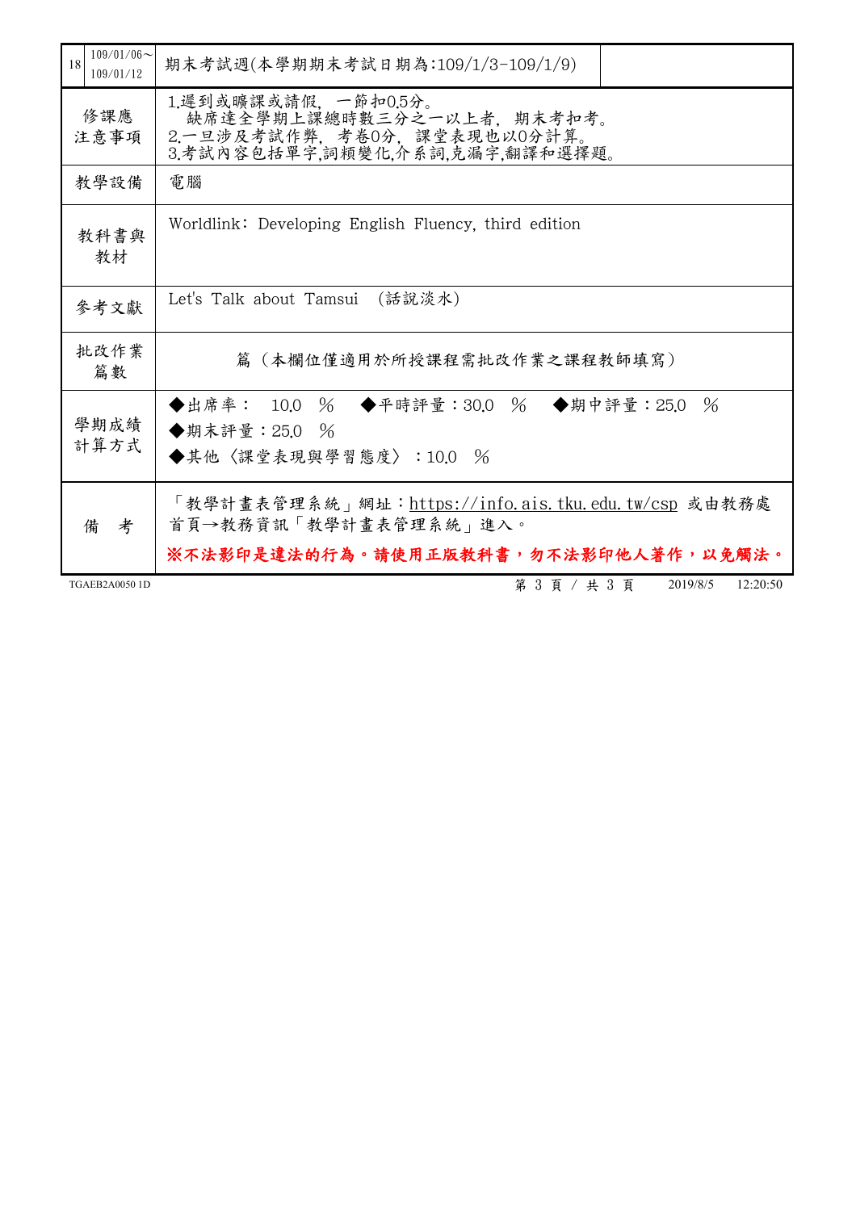| | | | |
|---|---|---|---|
| 18 | 109/01/06～<br>109/01/12 | 期末考試週(本學期期末考試日期為:109/1/3-109/1/9) | |
| 修課應注意事項 | | 1.遲到或曠課或請假，一節扣0.5分。<br>缺席達全學期上課總時數三分之一以上者，期末考扣考。<br>2.一旦涉及考試作弊，考卷0分，課堂表現也以0分計算。<br>3.考試內容包括單字,詞類變化,介系詞,克漏字,翻譯和選擇題。 | |
| 教學設備 | | 電腦 | |
| 教科書與教材 | | Worldlink: Developing English Fluency, third edition | |
| 參考文獻 | | Let's Talk about Tamsui （話說淡水） | |
| 批改作業篇數 | | 篇（本欄位僅適用於所授課程需批改作業之課程教師填寫） | |
| 學期成績計算方式 | | ◆出席率： 10.0 ％ ◆平時評量：30.0 ％ ◆期中評量：25.0 ％<br>◆期末評量：25.0 ％<br>◆其他〈課堂表現與學習態度〉：10.0 ％ | |
| 備　考 | | 「教學計畫表管理系統」網址：https://info.ais.tku.edu.tw/csp 或由教務處首頁→教務資訊「教學計畫表管理系統」進入。<br>**※不法影印是違法的行為。請使用正版教科書，勿不法影印他人著作，以免觸法。** | |

TGAEB2A0050 1D　　2019/8/5　12:20:50